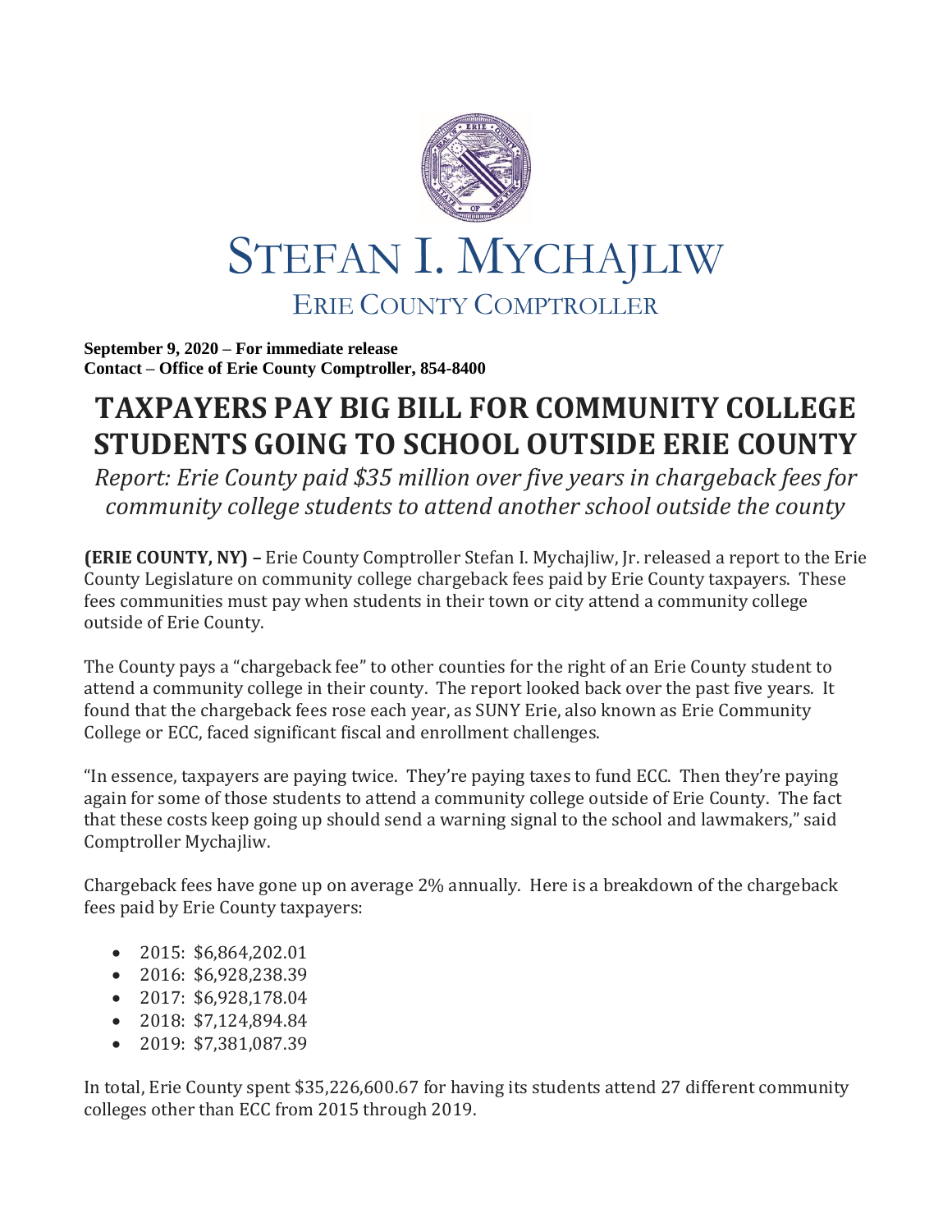# STEFAN I. MYCHAJLIW

## ERIE COUNTY COMPTROLLER

**September 9, 2020 – For immediate release**
**Contact – Office of Erie County Comptroller, 854-8400**

# TAXPAYERS PAY BIG BILL FOR COMMUNITY COLLEGE STUDENTS GOING TO SCHOOL OUTSIDE ERIE COUNTY

*Report: Erie County paid $35 million over five years in chargeback fees for community college students to attend another school outside the county*

**(ERIE COUNTY, NY) –** Erie County Comptroller Stefan I. Mychajliw, Jr. released a report to the Erie County Legislature on community college chargeback fees paid by Erie County taxpayers. These fees communities must pay when students in their town or city attend a community college outside of Erie County.

The County pays a "chargeback fee" to other counties for the right of an Erie County student to attend a community college in their county. The report looked back over the past five years. It found that the chargeback fees rose each year, as SUNY Erie, also known as Erie Community College or ECC, faced significant fiscal and enrollment challenges.

"In essence, taxpayers are paying twice. They're paying taxes to fund ECC. Then they're paying again for some of those students to attend a community college outside of Erie County. The fact that these costs keep going up should send a warning signal to the school and lawmakers," said Comptroller Mychajliw.

Chargeback fees have gone up on average 2% annually. Here is a breakdown of the chargeback fees paid by Erie County taxpayers:

- 2015: $6,864,202.01
- 2016: $6,928,238.39
- 2017: $6,928,178.04
- 2018: $7,124,894.84
- 2019: $7,381,087.39

In total, Erie County spent $35,226,600.67 for having its students attend 27 different community colleges other than ECC from 2015 through 2019.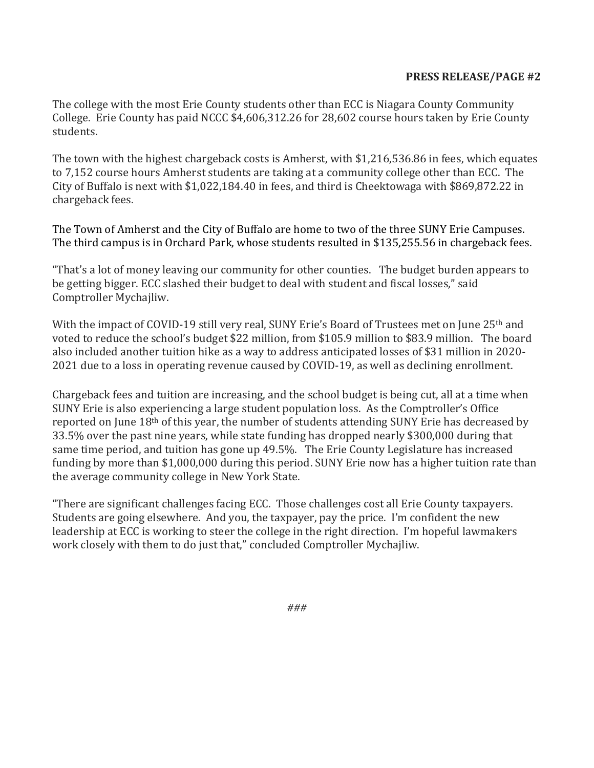The college with the most Erie County students other than ECC is Niagara County Community College. Erie County has paid NCCC $4,606,312.26 for 28,602 course hours taken by Erie County students.

The town with the highest chargeback costs is Amherst, with $1,216,536.86 in fees, which equates to 7,152 course hours Amherst students are taking at a community college other than ECC. The City of Buffalo is next with $1,022,184.40 in fees, and third is Cheektowaga with $869,872.22 in chargeback fees.

The Town of Amherst and the City of Buffalo are home to two of the three SUNY Erie Campuses. The third campus is in Orchard Park, whose students resulted in $135,255.56 in chargeback fees.

"That's a lot of money leaving our community for other counties. The budget burden appears to be getting bigger. ECC slashed their budget to deal with student and fiscal losses," said Comptroller Mychajliw.

With the impact of COVID-19 still very real, SUNY Erie's Board of Trustees met on June 25th and voted to reduce the school's budget $22 million, from $105.9 million to $83.9 million. The board also included another tuition hike as a way to address anticipated losses of $31 million in 2020-2021 due to a loss in operating revenue caused by COVID-19, as well as declining enrollment.

Chargeback fees and tuition are increasing, and the school budget is being cut, all at a time when SUNY Erie is also experiencing a large student population loss. As the Comptroller's Office reported on June 18th of this year, the number of students attending SUNY Erie has decreased by 33.5% over the past nine years, while state funding has dropped nearly $300,000 during that same time period, and tuition has gone up 49.5%. The Erie County Legislature has increased funding by more than $1,000,000 during this period. SUNY Erie now has a higher tuition rate than the average community college in New York State.

"There are significant challenges facing ECC. Those challenges cost all Erie County taxpayers. Students are going elsewhere. And you, the taxpayer, pay the price. I'm confident the new leadership at ECC is working to steer the college in the right direction. I'm hopeful lawmakers work closely with them to do just that," concluded Comptroller Mychajliw.

###